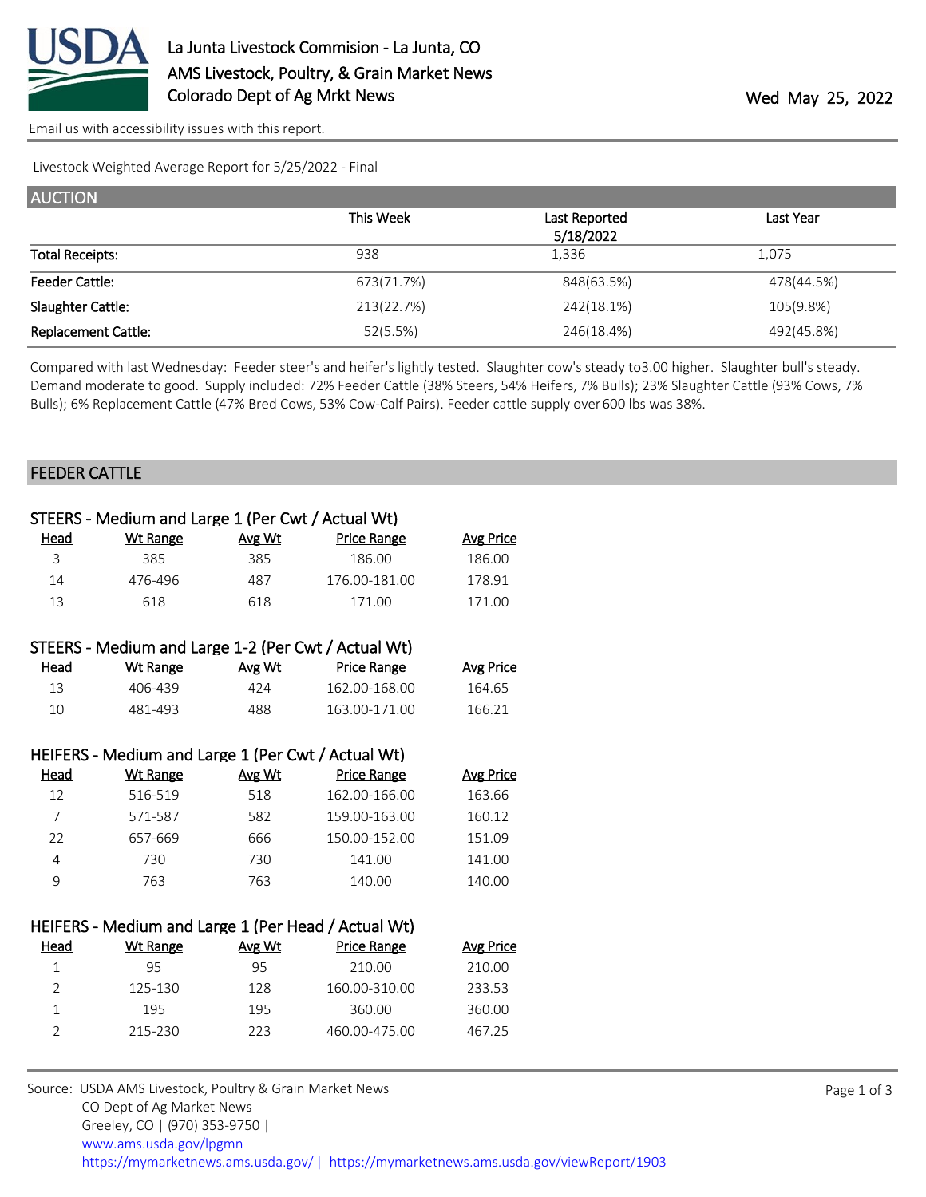La Junta Livestock Commision - La Junta, CO
AMS Livestock, Poultry, & Grain Market News
Colorado Dept of Ag Mrkt News

Wed May 25, 2022

Email us with accessibility issues with this report.

Livestock Weighted Average Report for 5/25/2022 - Final

## AUCTION

| | This Week | Last Reported 5/18/2022 | Last Year |
|---|---|---|---|
| Total Receipts: | 938 | 1,336 | 1,075 |
| Feeder Cattle: | 673(71.7%) | 848(63.5%) | 478(44.5%) |
| Slaughter Cattle: | 213(22.7%) | 242(18.1%) | 105(9.8%) |
| Replacement Cattle: | 52(5.5%) | 246(18.4%) | 492(45.8%) |

Compared with last Wednesday: Feeder steer's and heifer's lightly tested. Slaughter cow's steady to3.00 higher. Slaughter bull's steady. Demand moderate to good. Supply included: 72% Feeder Cattle (38% Steers, 54% Heifers, 7% Bulls); 23% Slaughter Cattle (93% Cows, 7% Bulls); 6% Replacement Cattle (47% Bred Cows, 53% Cow-Calf Pairs). Feeder cattle supply over 600 lbs was 38%.

## FEEDER CATTLE

### STEERS - Medium and Large 1 (Per Cwt / Actual Wt)

| Head | Wt Range | Avg Wt | Price Range | Avg Price |
|---|---|---|---|---|
| 3 | 385 | 385 | 186.00 | 186.00 |
| 14 | 476-496 | 487 | 176.00-181.00 | 178.91 |
| 13 | 618 | 618 | 171.00 | 171.00 |

### STEERS - Medium and Large 1-2 (Per Cwt / Actual Wt)

| Head | Wt Range | Avg Wt | Price Range | Avg Price |
|---|---|---|---|---|
| 13 | 406-439 | 424 | 162.00-168.00 | 164.65 |
| 10 | 481-493 | 488 | 163.00-171.00 | 166.21 |

### HEIFERS - Medium and Large 1 (Per Cwt / Actual Wt)

| Head | Wt Range | Avg Wt | Price Range | Avg Price |
|---|---|---|---|---|
| 12 | 516-519 | 518 | 162.00-166.00 | 163.66 |
| 7 | 571-587 | 582 | 159.00-163.00 | 160.12 |
| 22 | 657-669 | 666 | 150.00-152.00 | 151.09 |
| 4 | 730 | 730 | 141.00 | 141.00 |
| 9 | 763 | 763 | 140.00 | 140.00 |

### HEIFERS - Medium and Large 1 (Per Head / Actual Wt)

| Head | Wt Range | Avg Wt | Price Range | Avg Price |
|---|---|---|---|---|
| 1 | 95 | 95 | 210.00 | 210.00 |
| 2 | 125-130 | 128 | 160.00-310.00 | 233.53 |
| 1 | 195 | 195 | 360.00 | 360.00 |
| 2 | 215-230 | 223 | 460.00-475.00 | 467.25 |

Source: USDA AMS Livestock, Poultry & Grain Market News
CO Dept of Ag Market News
Greeley, CO | (970) 353-9750 |
www.ams.usda.gov/lpgmn
https://mymarketnews.ams.usda.gov/ | https://mymarketnews.ams.usda.gov/viewReport/1903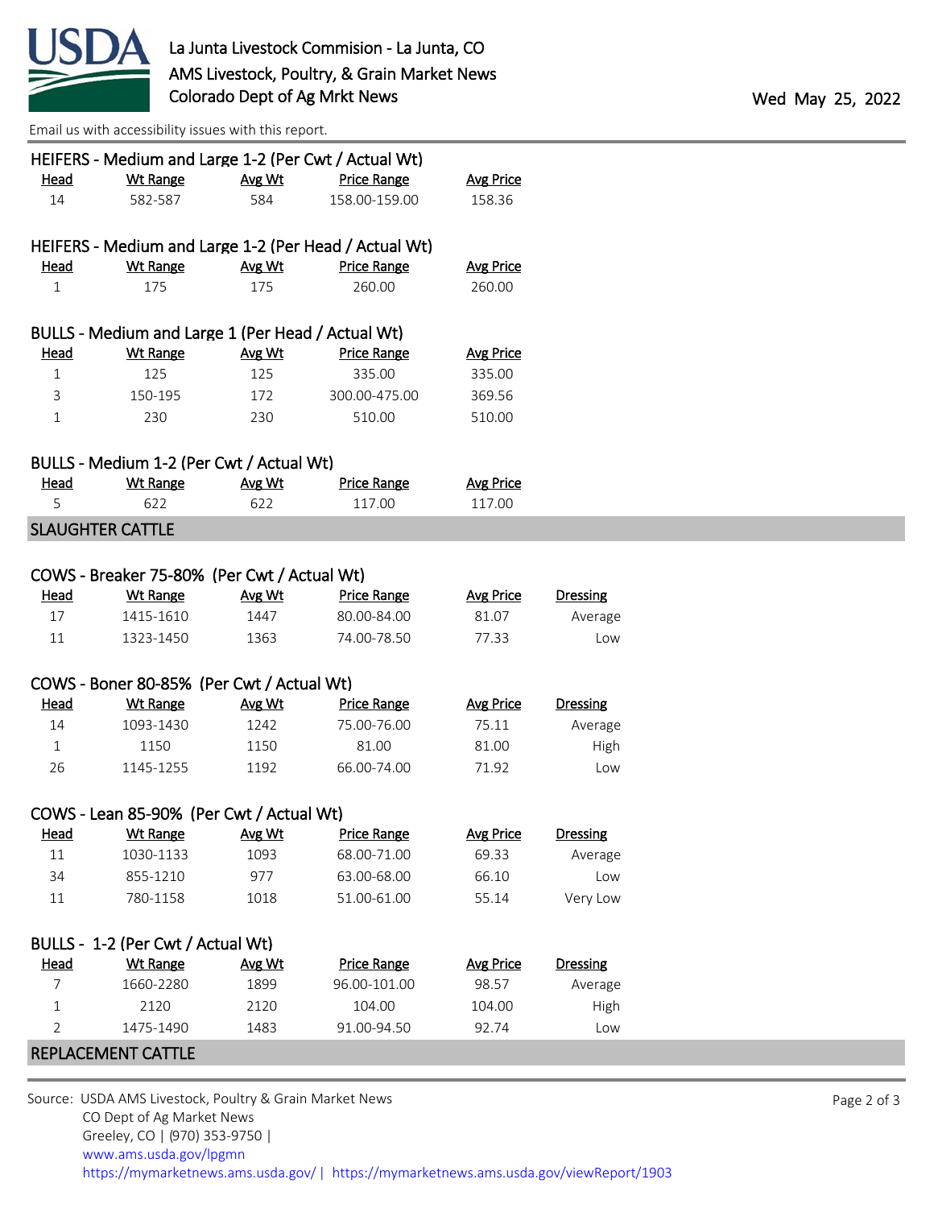Email us with accessibility issues with this report.

### HEIFERS - Medium and Large 1-2 (Per Cwt / Actual Wt)

| Head | Wt Range | Avg Wt | Price Range | Avg Price |
|---|---|---|---|---|
| 14 | 582-587 | 584 | 158.00-159.00 | 158.36 |

### HEIFERS - Medium and Large 1-2 (Per Head / Actual Wt)

| Head | Wt Range | Avg Wt | Price Range | Avg Price |
|---|---|---|---|---|
| 1 | 175 | 175 | 260.00 | 260.00 |

### BULLS - Medium and Large 1 (Per Head / Actual Wt)

| Head | Wt Range | Avg Wt | Price Range | Avg Price |
|---|---|---|---|---|
| 1 | 125 | 125 | 335.00 | 335.00 |
| 3 | 150-195 | 172 | 300.00-475.00 | 369.56 |
| 1 | 230 | 230 | 510.00 | 510.00 |

### BULLS - Medium 1-2 (Per Cwt / Actual Wt)

| Head | Wt Range | Avg Wt | Price Range | Avg Price |
|---|---|---|---|---|
| 5 | 622 | 622 | 117.00 | 117.00 |

## SLAUGHTER CATTLE

### COWS - Breaker 75-80% (Per Cwt / Actual Wt)

| Head | Wt Range | Avg Wt | Price Range | Avg Price | Dressing |
|---|---|---|---|---|---|
| 17 | 1415-1610 | 1447 | 80.00-84.00 | 81.07 | Average |
| 11 | 1323-1450 | 1363 | 74.00-78.50 | 77.33 | Low |

### COWS - Boner 80-85% (Per Cwt / Actual Wt)

| Head | Wt Range | Avg Wt | Price Range | Avg Price | Dressing |
|---|---|---|---|---|---|
| 14 | 1093-1430 | 1242 | 75.00-76.00 | 75.11 | Average |
| 1 | 1150 | 1150 | 81.00 | 81.00 | High |
| 26 | 1145-1255 | 1192 | 66.00-74.00 | 71.92 | Low |

### COWS - Lean 85-90% (Per Cwt / Actual Wt)

| Head | Wt Range | Avg Wt | Price Range | Avg Price | Dressing |
|---|---|---|---|---|---|
| 11 | 1030-1133 | 1093 | 68.00-71.00 | 69.33 | Average |
| 34 | 855-1210 | 977 | 63.00-68.00 | 66.10 | Low |
| 11 | 780-1158 | 1018 | 51.00-61.00 | 55.14 | Very Low |

### BULLS - 1-2 (Per Cwt / Actual Wt)

| Head | Wt Range | Avg Wt | Price Range | Avg Price | Dressing |
|---|---|---|---|---|---|
| 7 | 1660-2280 | 1899 | 96.00-101.00 | 98.57 | Average |
| 1 | 2120 | 2120 | 104.00 | 104.00 | High |
| 2 | 1475-1490 | 1483 | 91.00-94.50 | 92.74 | Low |

## REPLACEMENT CATTLE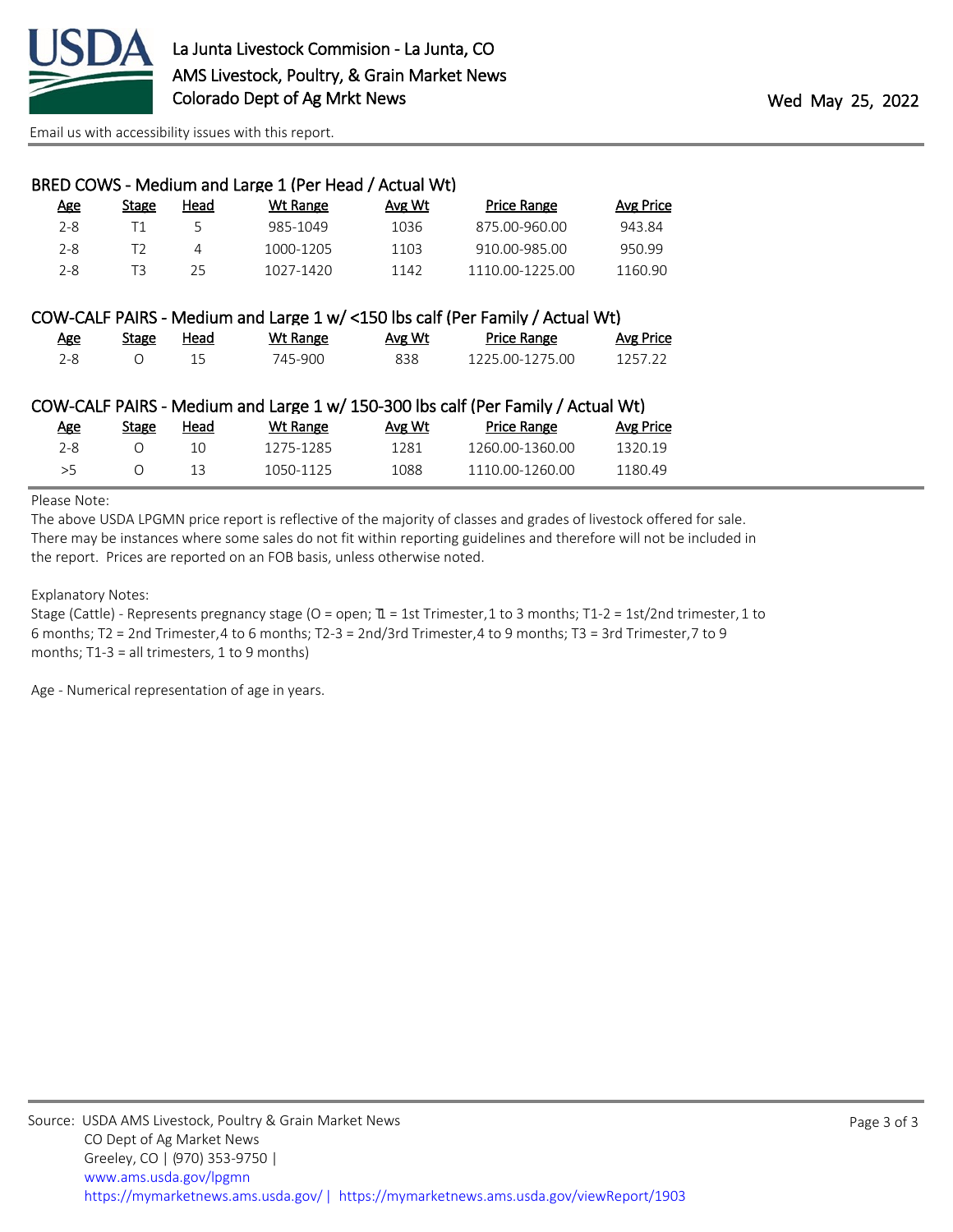## BRED COWS - Medium and Large 1 (Per Head / Actual Wt)

| Age | Stage | Head | Wt Range | Avg Wt | Price Range | Avg Price |
|---|---|---|---|---|---|---|
| 2-8 | T1 | 5 | 985-1049 | 1036 | 875.00-960.00 | 943.84 |
| 2-8 | T2 | 4 | 1000-1205 | 1103 | 910.00-985.00 | 950.99 |
| 2-8 | T3 | 25 | 1027-1420 | 1142 | 1110.00-1225.00 | 1160.90 |

## COW-CALF PAIRS - Medium and Large 1 w/ <150 lbs calf (Per Family / Actual Wt)

| Age | Stage | Head | Wt Range | Avg Wt | Price Range | Avg Price |
|---|---|---|---|---|---|---|
| 2-8 | O | 15 | 745-900 | 838 | 1225.00-1275.00 | 1257.22 |

## COW-CALF PAIRS - Medium and Large 1 w/ 150-300 lbs calf (Per Family / Actual Wt)

| Age | Stage | Head | Wt Range | Avg Wt | Price Range | Avg Price |
|---|---|---|---|---|---|---|
| 2-8 | O | 10 | 1275-1285 | 1281 | 1260.00-1360.00 | 1320.19 |
| >5 | O | 13 | 1050-1125 | 1088 | 1110.00-1260.00 | 1180.49 |

Please Note:

The above USDA LPGMN price report is reflective of the majority of classes and grades of livestock offered for sale. There may be instances where some sales do not fit within reporting guidelines and therefore will not be included in the report. Prices are reported on an FOB basis, unless otherwise noted.

Explanatory Notes:

Stage (Cattle) - Represents pregnancy stage (O = open; T1 = 1st Trimester,1 to 3 months; T1-2 = 1st/2nd trimester, 1 to 6 months; T2 = 2nd Trimester,4 to 6 months; T2-3 = 2nd/3rd Trimester,4 to 9 months; T3 = 3rd Trimester,7 to 9 months; T1-3 = all trimesters, 1 to 9 months)

Age - Numerical representation of age in years.

Source: USDA AMS Livestock, Poultry & Grain Market News
CO Dept of Ag Market News
Greeley, CO | (970) 353-9750 |
www.ams.usda.gov/lpgmn
https://mymarketnews.ams.usda.gov/ | https://mymarketnews.ams.usda.gov/viewReport/1903